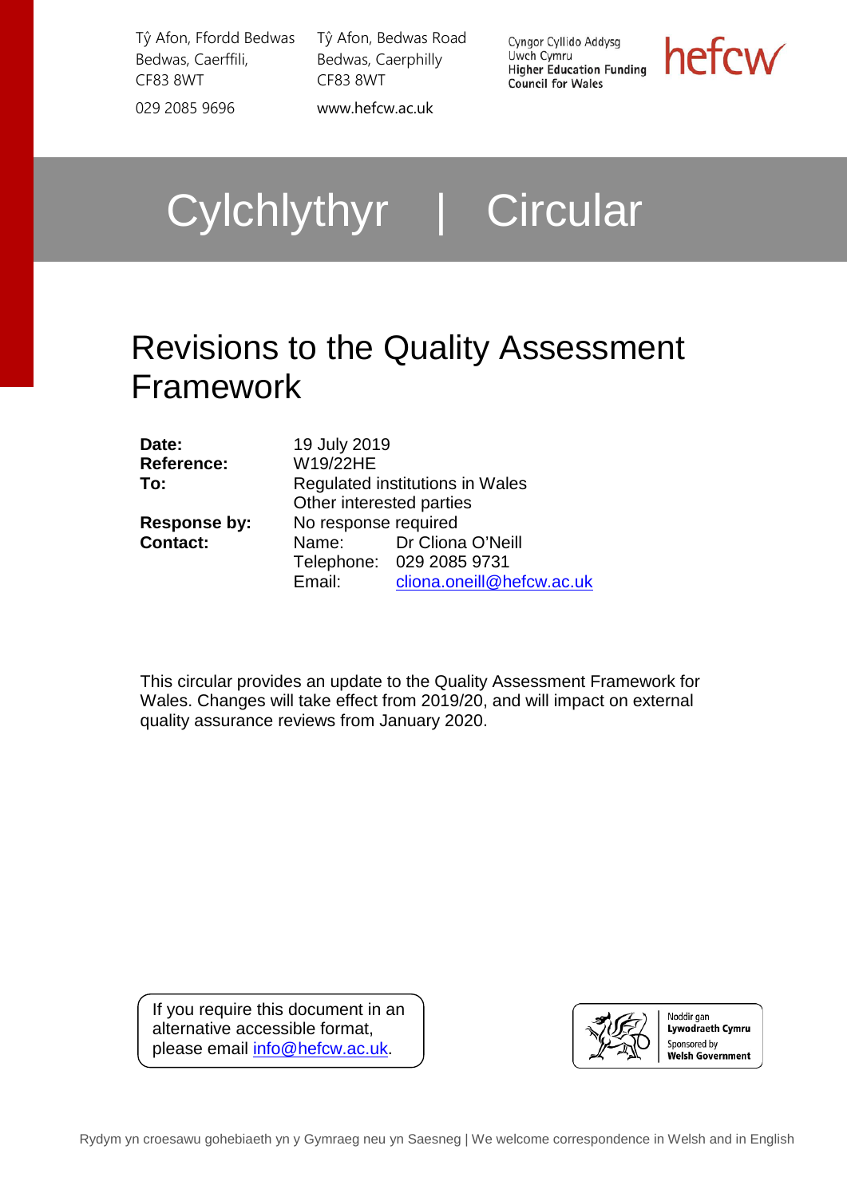Tŷ Afon, Ffordd Bedwas
Bedwas, Caerffili,
CF83 8WT

029 2085 9696

Tŷ Afon, Bedwas Road
Bedwas, Caerphilly
CF83 8WT

www.hefcw.ac.uk

Cyngor Cyllido Addysg Uwch Cymru
Higher Education Funding Council for Wales

hefcw

# Cylchlythyr | Circular

## Revisions to the Quality Assessment Framework

| | | |
|---|---|---|
| **Date:** | 19 July 2019 | |
| **Reference:** | W19/22HE | |
| **To:** | Regulated institutions in Wales<br>Other interested parties | |
| **Response by:** | No response required | |
| **Contact:** | Name: | Dr Cliona O'Neill |
| | Telephone: | 029 2085 9731 |
| | Email: | cliona.oneill@hefcw.ac.uk |

This circular provides an update to the Quality Assessment Framework for Wales. Changes will take effect from 2019/20, and will impact on external quality assurance reviews from January 2020.

If you require this document in an alternative accessible format, please email info@hefcw.ac.uk.

Noddir gan Lywodraeth Cymru
Sponsored by Welsh Government

Rydym yn croesawu gohebiaeth yn y Gymraeg neu yn Saesneg | We welcome correspondence in Welsh and in English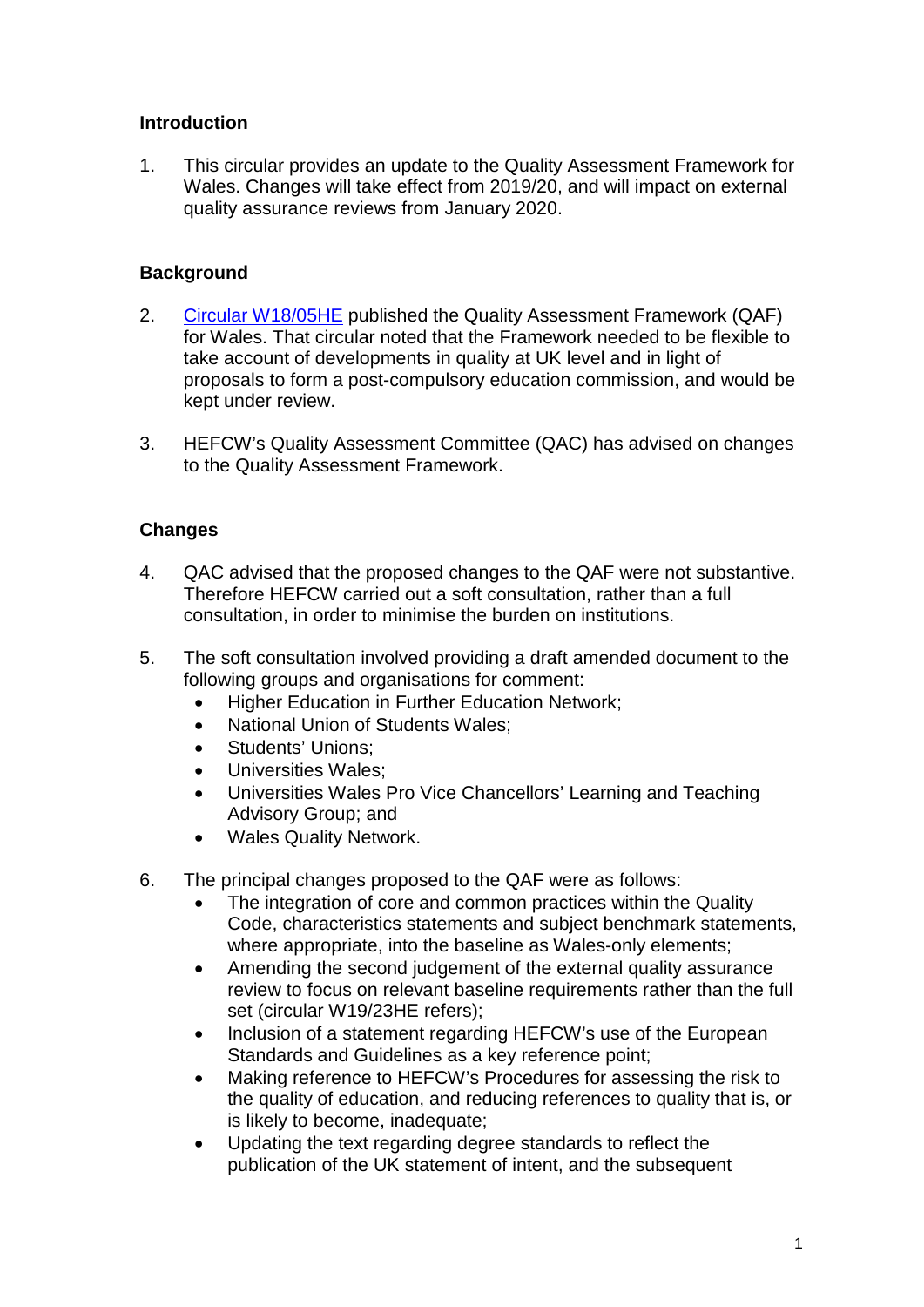## Introduction

1. This circular provides an update to the Quality Assessment Framework for Wales. Changes will take effect from 2019/20, and will impact on external quality assurance reviews from January 2020.

## Background

2. [Circular W18/05HE](Circular W18/05HE) published the Quality Assessment Framework (QAF) for Wales. That circular noted that the Framework needed to be flexible to take account of developments in quality at UK level and in light of proposals to form a post-compulsory education commission, and would be kept under review.

3. HEFCW's Quality Assessment Committee (QAC) has advised on changes to the Quality Assessment Framework.

## Changes

4. QAC advised that the proposed changes to the QAF were not substantive. Therefore HEFCW carried out a soft consultation, rather than a full consultation, in order to minimise the burden on institutions.

5. The soft consultation involved providing a draft amended document to the following groups and organisations for comment:
   - Higher Education in Further Education Network;
   - National Union of Students Wales;
   - Students' Unions;
   - Universities Wales;
   - Universities Wales Pro Vice Chancellors' Learning and Teaching Advisory Group; and
   - Wales Quality Network.

6. The principal changes proposed to the QAF were as follows:
   - The integration of core and common practices within the Quality Code, characteristics statements and subject benchmark statements, where appropriate, into the baseline as Wales-only elements;
   - Amending the second judgement of the external quality assurance review to focus on relevant baseline requirements rather than the full set (circular W19/23HE refers);
   - Inclusion of a statement regarding HEFCW's use of the European Standards and Guidelines as a key reference point;
   - Making reference to HEFCW's Procedures for assessing the risk to the quality of education, and reducing references to quality that is, or is likely to become, inadequate;
   - Updating the text regarding degree standards to reflect the publication of the UK statement of intent, and the subsequent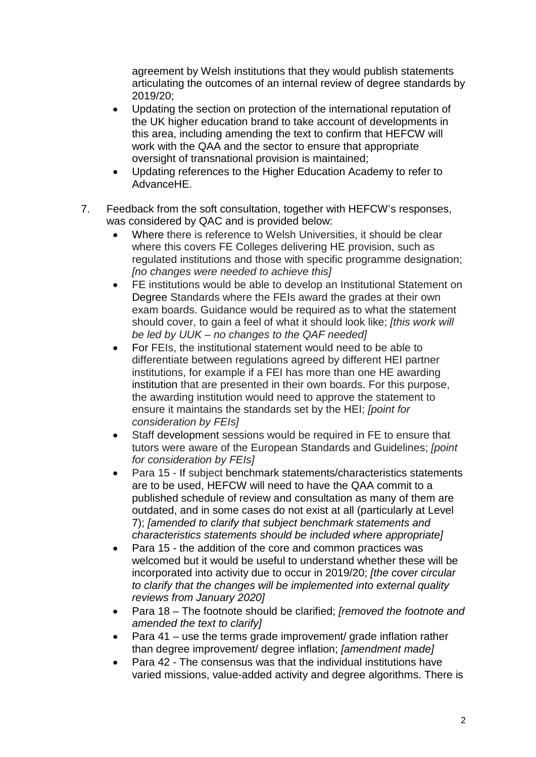agreement by Welsh institutions that they would publish statements articulating the outcomes of an internal review of degree standards by 2019/20;

- Updating the section on protection of the international reputation of the UK higher education brand to take account of developments in this area, including amending the text to confirm that HEFCW will work with the QAA and the sector to ensure that appropriate oversight of transnational provision is maintained;
- Updating references to the Higher Education Academy to refer to AdvanceHE.

7. Feedback from the soft consultation, together with HEFCW's responses, was considered by QAC and is provided below:
   - Where there is reference to Welsh Universities, it should be clear where this covers FE Colleges delivering HE provision, such as regulated institutions and those with specific programme designation; *[no changes were needed to achieve this]*
   - FE institutions would be able to develop an Institutional Statement on Degree Standards where the FEIs award the grades at their own exam boards. Guidance would be required as to what the statement should cover, to gain a feel of what it should look like; *[this work will be led by UUK – no changes to the QAF needed]*
   - For FEIs, the institutional statement would need to be able to differentiate between regulations agreed by different HEI partner institutions, for example if a FEI has more than one HE awarding institution that are presented in their own boards. For this purpose, the awarding institution would need to approve the statement to ensure it maintains the standards set by the HEI; *[point for consideration by FEIs]*
   - Staff development sessions would be required in FE to ensure that tutors were aware of the European Standards and Guidelines; *[point for consideration by FEIs]*
   - Para 15 - If subject benchmark statements/characteristics statements are to be used, HEFCW will need to have the QAA commit to a published schedule of review and consultation as many of them are outdated, and in some cases do not exist at all (particularly at Level 7); *[amended to clarify that subject benchmark statements and characteristics statements should be included where appropriate]*
   - Para 15 - the addition of the core and common practices was welcomed but it would be useful to understand whether these will be incorporated into activity due to occur in 2019/20; *[the cover circular to clarify that the changes will be implemented into external quality reviews from January 2020]*
   - Para 18 – The footnote should be clarified; *[removed the footnote and amended the text to clarify]*
   - Para 41 – use the terms grade improvement/ grade inflation rather than degree improvement/ degree inflation; *[amendment made]*
   - Para 42 - The consensus was that the individual institutions have varied missions, value-added activity and degree algorithms. There is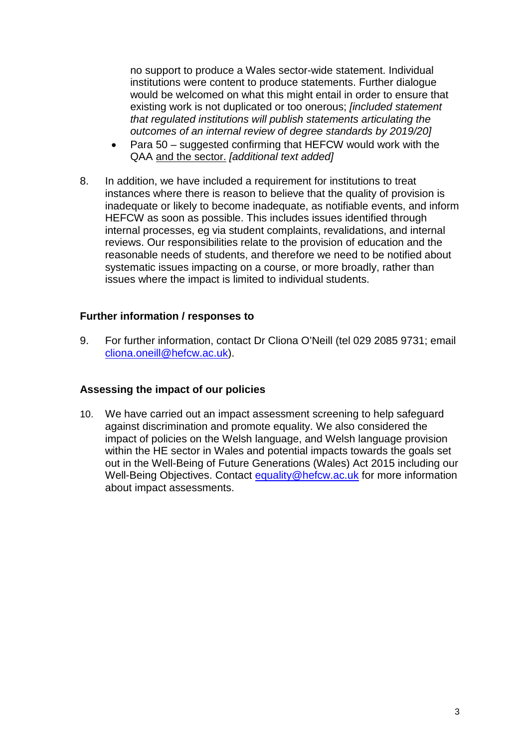no support to produce a Wales sector-wide statement. Individual institutions were content to produce statements. Further dialogue would be welcomed on what this might entail in order to ensure that existing work is not duplicated or too onerous; *[included statement that regulated institutions will publish statements articulating the outcomes of an internal review of degree standards by 2019/20]*

- Para 50 – suggested confirming that HEFCW would work with the QAA <u>and the sector.</u> *[additional text added]*

8. In addition, we have included a requirement for institutions to treat instances where there is reason to believe that the quality of provision is inadequate or likely to become inadequate, as notifiable events, and inform HEFCW as soon as possible. This includes issues identified through internal processes, eg via student complaints, revalidations, and internal reviews. Our responsibilities relate to the provision of education and the reasonable needs of students, and therefore we need to be notified about systematic issues impacting on a course, or more broadly, rather than issues where the impact is limited to individual students.

**Further information / responses to**

9. For further information, contact Dr Cliona O'Neill (tel 029 2085 9731; email cliona.oneill@hefcw.ac.uk).

**Assessing the impact of our policies**

10. We have carried out an impact assessment screening to help safeguard against discrimination and promote equality. We also considered the impact of policies on the Welsh language, and Welsh language provision within the HE sector in Wales and potential impacts towards the goals set out in the Well-Being of Future Generations (Wales) Act 2015 including our Well-Being Objectives. Contact equality@hefcw.ac.uk for more information about impact assessments.